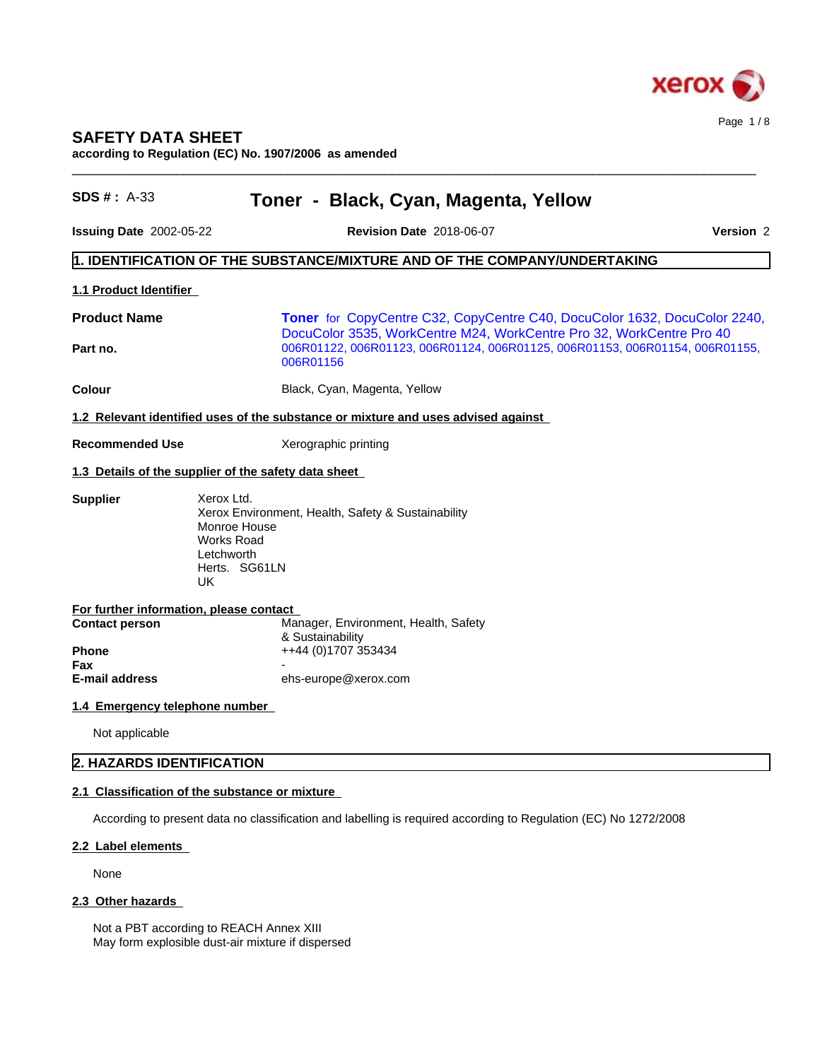# SAFETY DATA SHEET

**according to Regulation (EC) No. 1907/2006 as amended**

**SDS # :** A-33 **Toner - Black, Cyan, Magenta, Yellow**

**Issuing Date** 2002-05-22 **Revision Date** 2018-06-07 **Version** 2

## 1. IDENTIFICATION OF THE SUBSTANCE/MIXTURE AND OF THE COMPANY/UNDERTAKING

### 1.1 Product Identifier

| | |
|---|---|
| **Product Name** | **Toner** for CopyCentre C32, CopyCentre C40, DocuColor 1632, DocuColor 2240, DocuColor 3535, WorkCentre M24, WorkCentre Pro 32, WorkCentre Pro 40 |
| **Part no.** | 006R01122, 006R01123, 006R01124, 006R01125, 006R01153, 006R01154, 006R01155, 006R01156 |
| **Colour** | Black, Cyan, Magenta, Yellow |

### 1.2 Relevant identified uses of the substance or mixture and uses advised against

**Recommended Use** Xerographic printing

### 1.3 Details of the supplier of the safety data sheet

**Supplier**

Xerox Ltd.
Xerox Environment, Health, Safety & Sustainability
Monroe House
Works Road
Letchworth
Herts. SG61LN
UK

**For further information, please contact**

| | |
|---|---|
| **Contact person** | Manager, Environment, Health, Safety & Sustainability |
| **Phone** | ++44 (0)1707 353434 |
| **Fax** | - |
| **E-mail address** | ehs-europe@xerox.com |

### 1.4 Emergency telephone number

Not applicable

## 2. HAZARDS IDENTIFICATION

### 2.1 Classification of the substance or mixture

According to present data no classification and labelling is required according to Regulation (EC) No 1272/2008

### 2.2 Label elements

None

### 2.3 Other hazards

Not a PBT according to REACH Annex XIII
May form explosible dust-air mixture if dispersed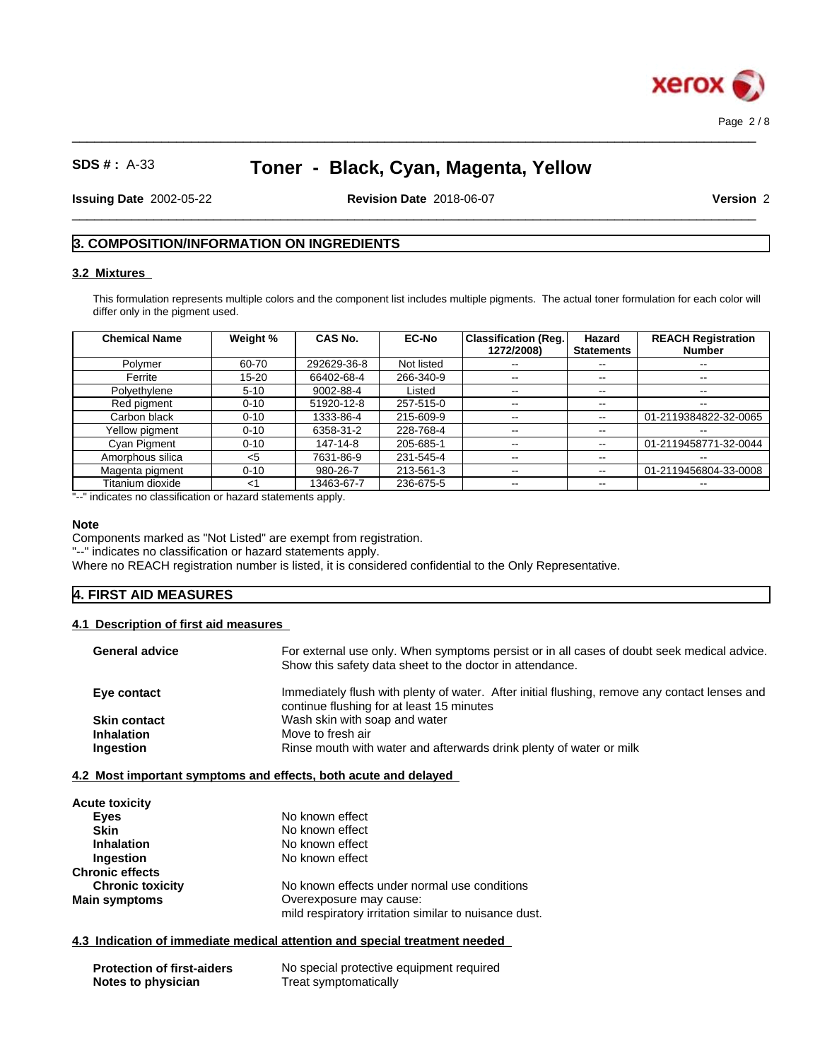## 3. COMPOSITION/INFORMATION ON INGREDIENTS

### 3.2 Mixtures

This formulation represents multiple colors and the component list includes multiple pigments. The actual toner formulation for each color will differ only in the pigment used.

| Chemical Name | Weight % | CAS No. | EC-No | Classification (Reg. 1272/2008) | Hazard Statements | REACH Registration Number |
|---|---|---|---|---|---|---|
| Polymer | 60-70 | 292629-36-8 | Not listed | -- | -- | -- |
| Ferrite | 15-20 | 66402-68-4 | 266-340-9 | -- | -- | -- |
| Polyethylene | 5-10 | 9002-88-4 | Listed | -- | -- | -- |
| Red pigment | 0-10 | 51920-12-8 | 257-515-0 | -- | -- | -- |
| Carbon black | 0-10 | 1333-86-4 | 215-609-9 | -- | -- | 01-2119384822-32-0065 |
| Yellow pigment | 0-10 | 6358-31-2 | 228-768-4 | -- | -- | -- |
| Cyan Pigment | 0-10 | 147-14-8 | 205-685-1 | -- | -- | 01-2119458771-32-0044 |
| Amorphous silica | <5 | 7631-86-9 | 231-545-4 | -- | -- | -- |
| Magenta pigment | 0-10 | 980-26-7 | 213-561-3 | -- | -- | 01-2119456804-33-0008 |
| Titanium dioxide | <1 | 13463-67-7 | 236-675-5 | -- | -- | -- |

"--" indicates no classification or hazard statements apply.

**Note**

Components marked as "Not Listed" are exempt from registration.
"--" indicates no classification or hazard statements apply.
Where no REACH registration number is listed, it is considered confidential to the Only Representative.

## 4. FIRST AID MEASURES

### 4.1 Description of first aid measures

**General advice** For external use only. When symptoms persist or in all cases of doubt seek medical advice. Show this safety data sheet to the doctor in attendance.

**Eye contact** Immediately flush with plenty of water. After initial flushing, remove any contact lenses and continue flushing for at least 15 minutes

**Skin contact** Wash skin with soap and water

**Inhalation** Move to fresh air

**Ingestion** Rinse mouth with water and afterwards drink plenty of water or milk

### 4.2 Most important symptoms and effects, both acute and delayed

**Acute toxicity**

**Eyes** No known effect

**Skin** No known effect

**Inhalation** No known effect

**Ingestion** No known effect

**Chronic effects**

**Chronic toxicity** No known effects under normal use conditions

**Main symptoms** Overexposure may cause:
mild respiratory irritation similar to nuisance dust.

### 4.3 Indication of immediate medical attention and special treatment needed

**Protection of first-aiders** No special protective equipment required

**Notes to physician** Treat symptomatically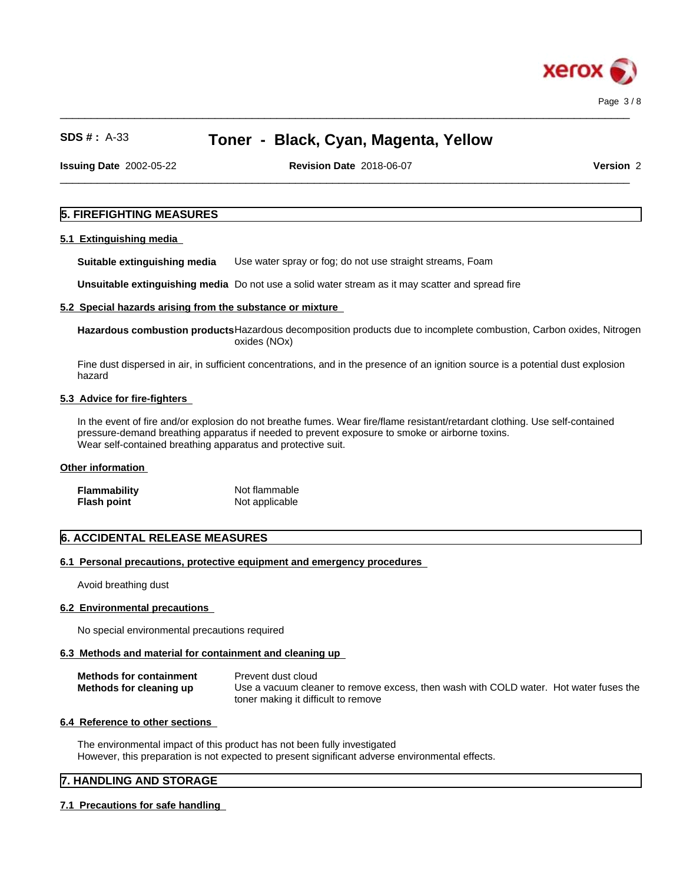## 5. FIREFIGHTING MEASURES

### 5.1 Extinguishing media

**Suitable extinguishing media** Use water spray or fog; do not use straight streams, Foam

**Unsuitable extinguishing media** Do not use a solid water stream as it may scatter and spread fire

### 5.2 Special hazards arising from the substance or mixture

**Hazardous combustion products** Hazardous decomposition products due to incomplete combustion, Carbon oxides, Nitrogen oxides (NOx)

Fine dust dispersed in air, in sufficient concentrations, and in the presence of an ignition source is a potential dust explosion hazard

### 5.3 Advice for fire-fighters

In the event of fire and/or explosion do not breathe fumes. Wear fire/flame resistant/retardant clothing. Use self-contained pressure-demand breathing apparatus if needed to prevent exposure to smoke or airborne toxins.
Wear self-contained breathing apparatus and protective suit.

### Other information

**Flammability** Not flammable
**Flash point** Not applicable

## 6. ACCIDENTAL RELEASE MEASURES

### 6.1 Personal precautions, protective equipment and emergency procedures

Avoid breathing dust

### 6.2 Environmental precautions

No special environmental precautions required

### 6.3 Methods and material for containment and cleaning up

**Methods for containment** Prevent dust cloud
**Methods for cleaning up** Use a vacuum cleaner to remove excess, then wash with COLD water. Hot water fuses the toner making it difficult to remove

### 6.4 Reference to other sections

The environmental impact of this product has not been fully investigated
However, this preparation is not expected to present significant adverse environmental effects.

## 7. HANDLING AND STORAGE

### 7.1 Precautions for safe handling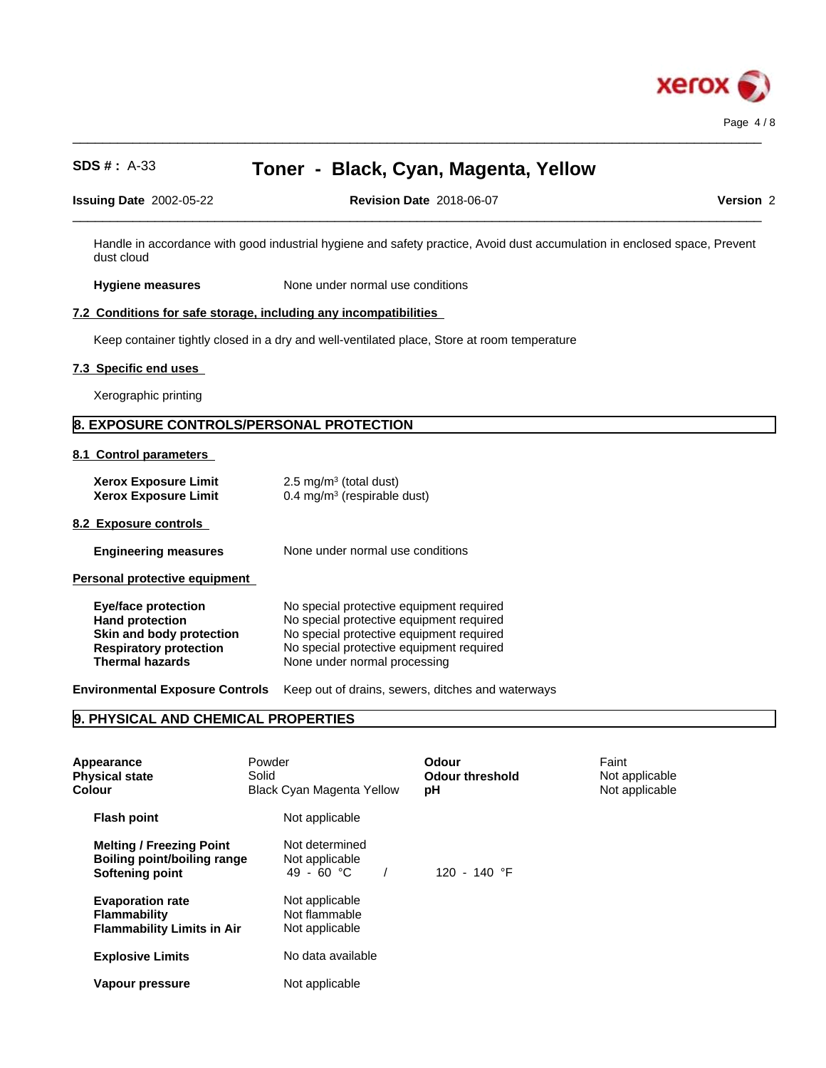Handle in accordance with good industrial hygiene and safety practice, Avoid dust accumulation in enclosed space, Prevent dust cloud

**Hygiene measures** None under normal use conditions

### 7.2 Conditions for safe storage, including any incompatibilities

Keep container tightly closed in a dry and well-ventilated place, Store at room temperature

### 7.3 Specific end uses

Xerographic printing

## 8. EXPOSURE CONTROLS/PERSONAL PROTECTION

### 8.1 Control parameters

| | |
|---|---|
| **Xerox Exposure Limit** | 2.5 mg/m³ (total dust) |
| **Xerox Exposure Limit** | 0.4 mg/m³ (respirable dust) |

### 8.2 Exposure controls

**Engineering measures** None under normal use conditions

### Personal protective equipment

| | |
|---|---|
| **Eye/face protection** | No special protective equipment required |
| **Hand protection** | No special protective equipment required |
| **Skin and body protection** | No special protective equipment required |
| **Respiratory protection** | No special protective equipment required |
| **Thermal hazards** | None under normal processing |

**Environmental Exposure Controls** Keep out of drains, sewers, ditches and waterways

## 9. PHYSICAL AND CHEMICAL PROPERTIES

| | | | |
|---|---|---|---|
| **Appearance** | Powder | **Odour** | Faint |
| **Physical state** | Solid | **Odour threshold** | Not applicable |
| **Colour** | Black Cyan Magenta Yellow | **pH** | Not applicable |

| | |
|---|---|
| **Flash point** | Not applicable |
| **Melting / Freezing Point** | Not determined |
| **Boiling point/boiling range** | Not applicable |
| **Softening point** | 49 - 60 °C / 120 - 140 °F |
| **Evaporation rate** | Not applicable |
| **Flammability** | Not flammable |
| **Flammability Limits in Air** | Not applicable |
| **Explosive Limits** | No data available |
| **Vapour pressure** | Not applicable |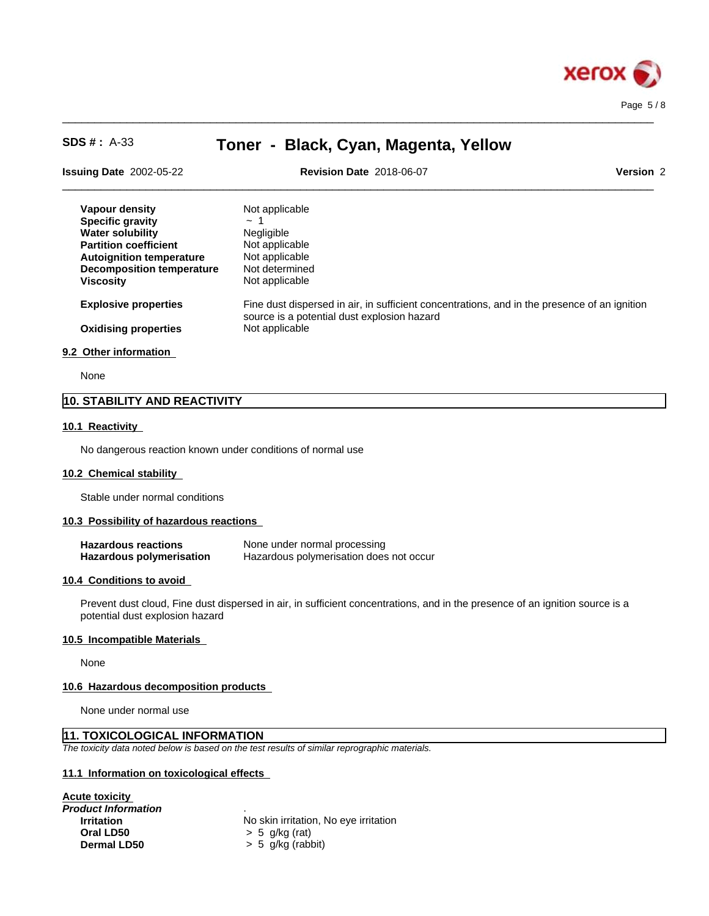| | |
|---|---|
| **Vapour density** | Not applicable |
| **Specific gravity** | ~ 1 |
| **Water solubility** | Negligible |
| **Partition coefficient** | Not applicable |
| **Autoignition temperature** | Not applicable |
| **Decomposition temperature** | Not determined |
| **Viscosity** | Not applicable |
| **Explosive properties** | Fine dust dispersed in air, in sufficient concentrations, and in the presence of an ignition source is a potential dust explosion hazard |
| **Oxidising properties** | Not applicable |

### 9.2 Other information

None

## 10. STABILITY AND REACTIVITY

### 10.1 Reactivity

No dangerous reaction known under conditions of normal use

### 10.2 Chemical stability

Stable under normal conditions

### 10.3 Possibility of hazardous reactions

| | |
|---|---|
| **Hazardous reactions** | None under normal processing |
| **Hazardous polymerisation** | Hazardous polymerisation does not occur |

### 10.4 Conditions to avoid

Prevent dust cloud, Fine dust dispersed in air, in sufficient concentrations, and in the presence of an ignition source is a potential dust explosion hazard

### 10.5 Incompatible Materials

None

### 10.6 Hazardous decomposition products

None under normal use

## 11. TOXICOLOGICAL INFORMATION

*The toxicity data noted below is based on the test results of similar reprographic materials.*

### 11.1 Information on toxicological effects

**Acute toxicity**

***Product Information***

| | |
|---|---|
| **Irritation** | No skin irritation, No eye irritation |
| **Oral LD50** | > 5 g/kg (rat) |
| **Dermal LD50** | > 5 g/kg (rabbit) |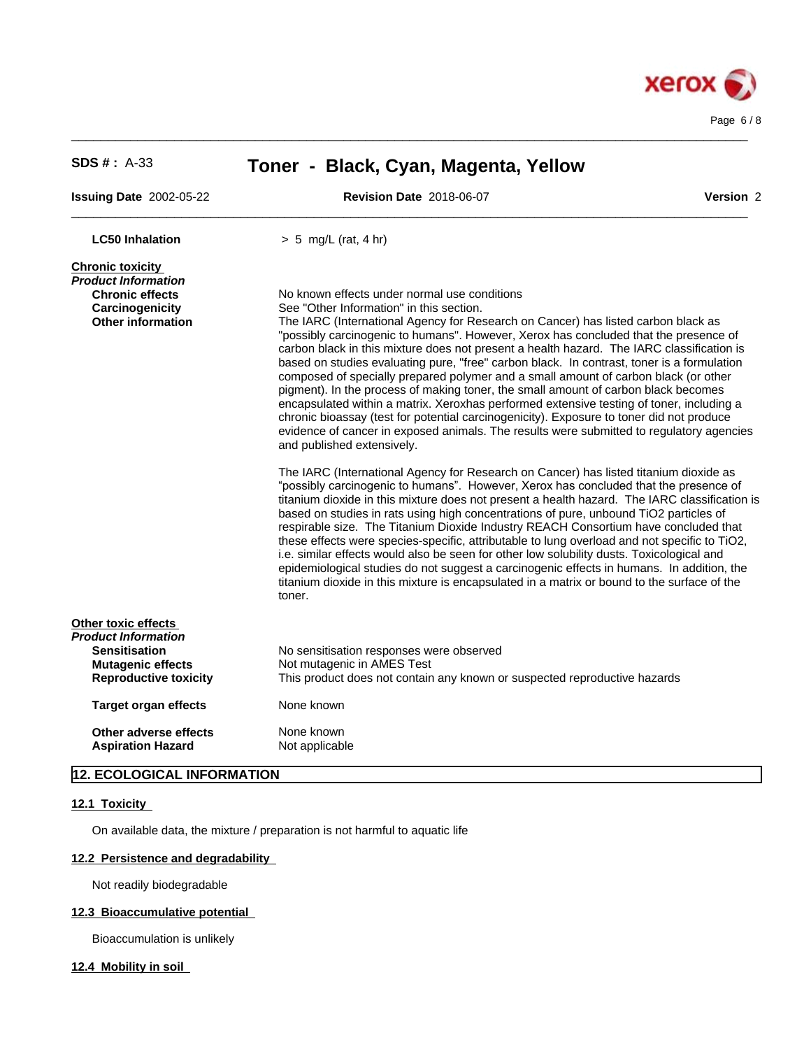**LC50 Inhalation** > 5 mg/L (rat, 4 hr)

**Chronic toxicity**

***Product Information***

**Chronic effects** No known effects under normal use conditions

**Carcinogenicity** See "Other Information" in this section.

**Other information** The IARC (International Agency for Research on Cancer) has listed carbon black as "possibly carcinogenic to humans". However, Xerox has concluded that the presence of carbon black in this mixture does not present a health hazard. The IARC classification is based on studies evaluating pure, "free" carbon black. In contrast, toner is a formulation composed of specially prepared polymer and a small amount of carbon black (or other pigment). In the process of making toner, the small amount of carbon black becomes encapsulated within a matrix. Xeroxhas performed extensive testing of toner, including a chronic bioassay (test for potential carcinogenicity). Exposure to toner did not produce evidence of cancer in exposed animals. The results were submitted to regulatory agencies and published extensively.

The IARC (International Agency for Research on Cancer) has listed titanium dioxide as "possibly carcinogenic to humans". However, Xerox has concluded that the presence of titanium dioxide in this mixture does not present a health hazard. The IARC classification is based on studies in rats using high concentrations of pure, unbound $TiO_2$ particles of respirable size. The Titanium Dioxide Industry REACH Consortium have concluded that these effects were species-specific, attributable to lung overload and not specific to $TiO_2$, i.e. similar effects would also be seen for other low solubility dusts. Toxicological and epidemiological studies do not suggest a carcinogenic effects in humans. In addition, the titanium dioxide in this mixture is encapsulated in a matrix or bound to the surface of the toner.

**Other toxic effects**

***Product Information***

**Sensitisation** No sensitisation responses were observed

**Mutagenic effects** Not mutagenic in AMES Test

**Reproductive toxicity** This product does not contain any known or suspected reproductive hazards

**Target organ effects** None known

**Other adverse effects** None known

**Aspiration Hazard** Not applicable

## 12. ECOLOGICAL INFORMATION

### 12.1 Toxicity

On available data, the mixture / preparation is not harmful to aquatic life

### 12.2 Persistence and degradability

Not readily biodegradable

### 12.3 Bioaccumulative potential

Bioaccumulation is unlikely

### 12.4 Mobility in soil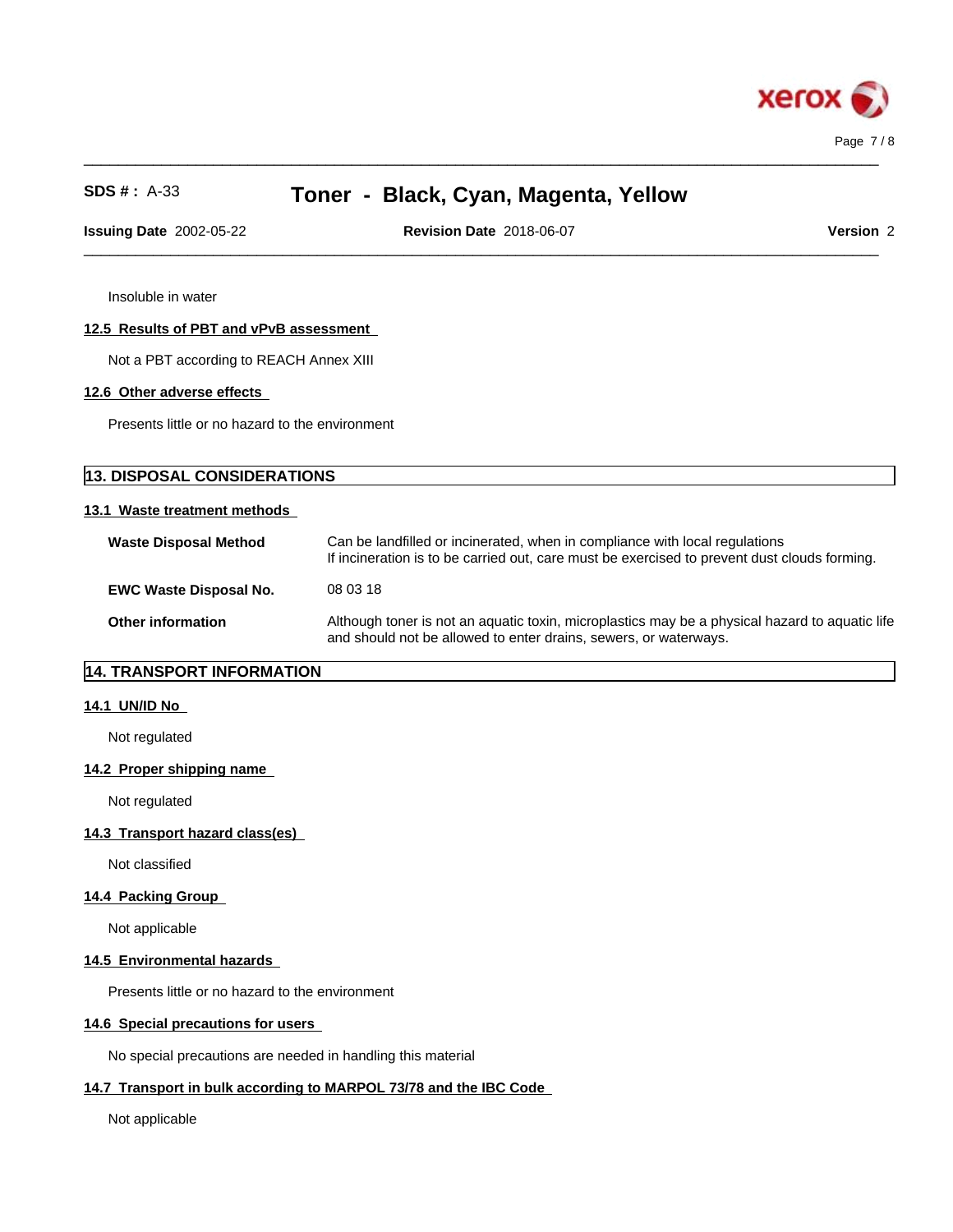Insoluble in water

### 12.5 Results of PBT and vPvB assessment

Not a PBT according to REACH Annex XIII

### 12.6 Other adverse effects

Presents little or no hazard to the environment

## 13. DISPOSAL CONSIDERATIONS

### 13.1 Waste treatment methods

| | |
|---|---|
| **Waste Disposal Method** | Can be landfilled or incinerated, when in compliance with local regulations<br>If incineration is to be carried out, care must be exercised to prevent dust clouds forming. |
| **EWC Waste Disposal No.** | 08 03 18 |
| **Other information** | Although toner is not an aquatic toxin, microplastics may be a physical hazard to aquatic life and should not be allowed to enter drains, sewers, or waterways. |

## 14. TRANSPORT INFORMATION

### 14.1 UN/ID No

Not regulated

### 14.2 Proper shipping name

Not regulated

### 14.3 Transport hazard class(es)

Not classified

### 14.4 Packing Group

Not applicable

### 14.5 Environmental hazards

Presents little or no hazard to the environment

### 14.6 Special precautions for users

No special precautions are needed in handling this material

### 14.7 Transport in bulk according to MARPOL 73/78 and the IBC Code

Not applicable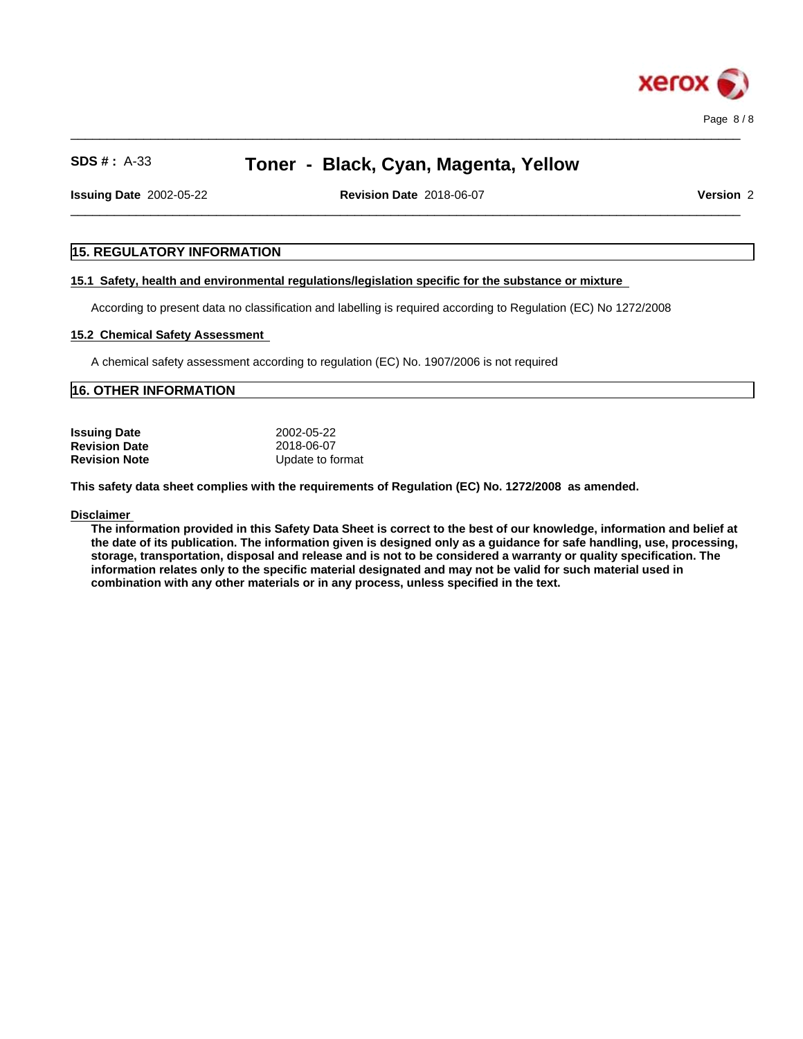## 15. REGULATORY INFORMATION

### 15.1 Safety, health and environmental regulations/legislation specific for the substance or mixture

According to present data no classification and labelling is required according to Regulation (EC) No 1272/2008

### 15.2 Chemical Safety Assessment

A chemical safety assessment according to regulation (EC) No. 1907/2006 is not required

## 16. OTHER INFORMATION

| | |
|---|---|
| **Issuing Date** | 2002-05-22 |
| **Revision Date** | 2018-06-07 |
| **Revision Note** | Update to format |

**This safety data sheet complies with the requirements of Regulation (EC) No. 1272/2008 as amended.**

### Disclaimer

**The information provided in this Safety Data Sheet is correct to the best of our knowledge, information and belief at the date of its publication. The information given is designed only as a guidance for safe handling, use, processing, storage, transportation, disposal and release and is not to be considered a warranty or quality specification. The information relates only to the specific material designated and may not be valid for such material used in combination with any other materials or in any process, unless specified in the text.**